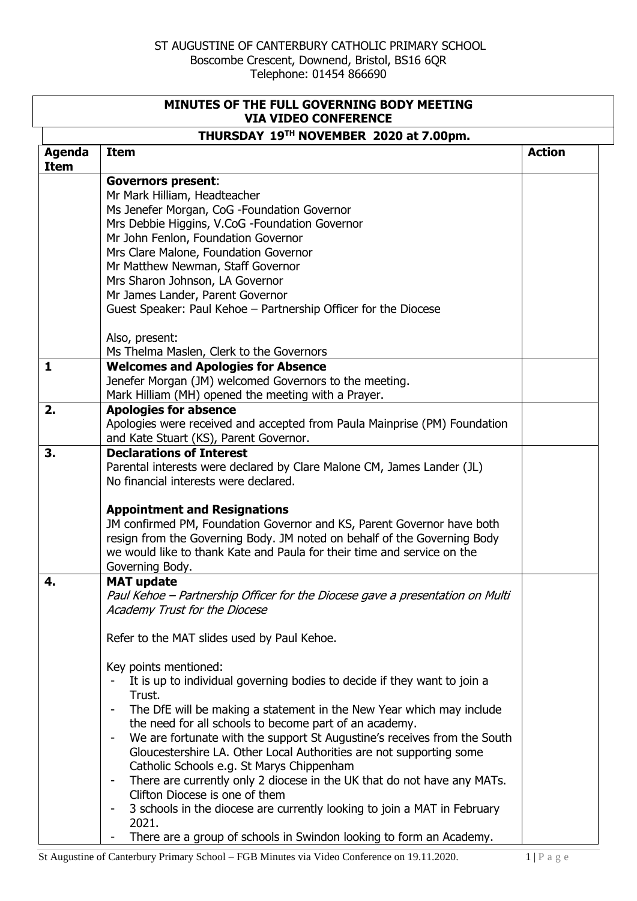ST AUGUSTINE OF CANTERBURY CATHOLIC PRIMARY SCHOOL
Boscombe Crescent, Downend, Bristol, BS16 6QR
Telephone: 01454 866690

## MINUTES OF THE FULL GOVERNING BODY MEETING VIA VIDEO CONFERENCE

### THURSDAY 19TH NOVEMBER 2020 at 7.00pm.

| Agenda Item | Item | Action |
|---|---|---|
| | **Governors present**:<br>Mr Mark Hilliam, Headteacher<br>Ms Jenefer Morgan, CoG -Foundation Governor<br>Mrs Debbie Higgins, V.CoG -Foundation Governor<br>Mr John Fenlon, Foundation Governor<br>Mrs Clare Malone, Foundation Governor<br>Mr Matthew Newman, Staff Governor<br>Mrs Sharon Johnson, LA Governor<br>Mr James Lander, Parent Governor<br>Guest Speaker: Paul Kehoe – Partnership Officer for the Diocese<br><br>Also, present:<br>Ms Thelma Maslen, Clerk to the Governors | |
| **1** | **Welcomes and Apologies for Absence**<br>Jenefer Morgan (JM) welcomed Governors to the meeting.<br>Mark Hilliam (MH) opened the meeting with a Prayer. | |
| **2.** | **Apologies for absence**<br>Apologies were received and accepted from Paula Mainprise (PM) Foundation and Kate Stuart (KS), Parent Governor. | |
| **3.** | **Declarations of Interest**<br>Parental interests were declared by Clare Malone CM, James Lander (JL)<br>No financial interests were declared.<br><br>**Appointment and Resignations**<br>JM confirmed PM, Foundation Governor and KS, Parent Governor have both resign from the Governing Body. JM noted on behalf of the Governing Body we would like to thank Kate and Paula for their time and service on the Governing Body. | |
| **4.** | **MAT update**<br>*Paul Kehoe – Partnership Officer for the Diocese gave a presentation on Multi Academy Trust for the Diocese*<br><br>Refer to the MAT slides used by Paul Kehoe.<br><br>Key points mentioned:<br>- It is up to individual governing bodies to decide if they want to join a Trust.<br>- The DfE will be making a statement in the New Year which may include the need for all schools to become part of an academy.<br>- We are fortunate with the support St Augustine's receives from the South Gloucestershire LA. Other Local Authorities are not supporting some Catholic Schools e.g. St Marys Chippenham<br>- There are currently only 2 diocese in the UK that do not have any MATs. Clifton Diocese is one of them<br>- 3 schools in the diocese are currently looking to join a MAT in February 2021.<br>- There are a group of schools in Swindon looking to form an Academy. | |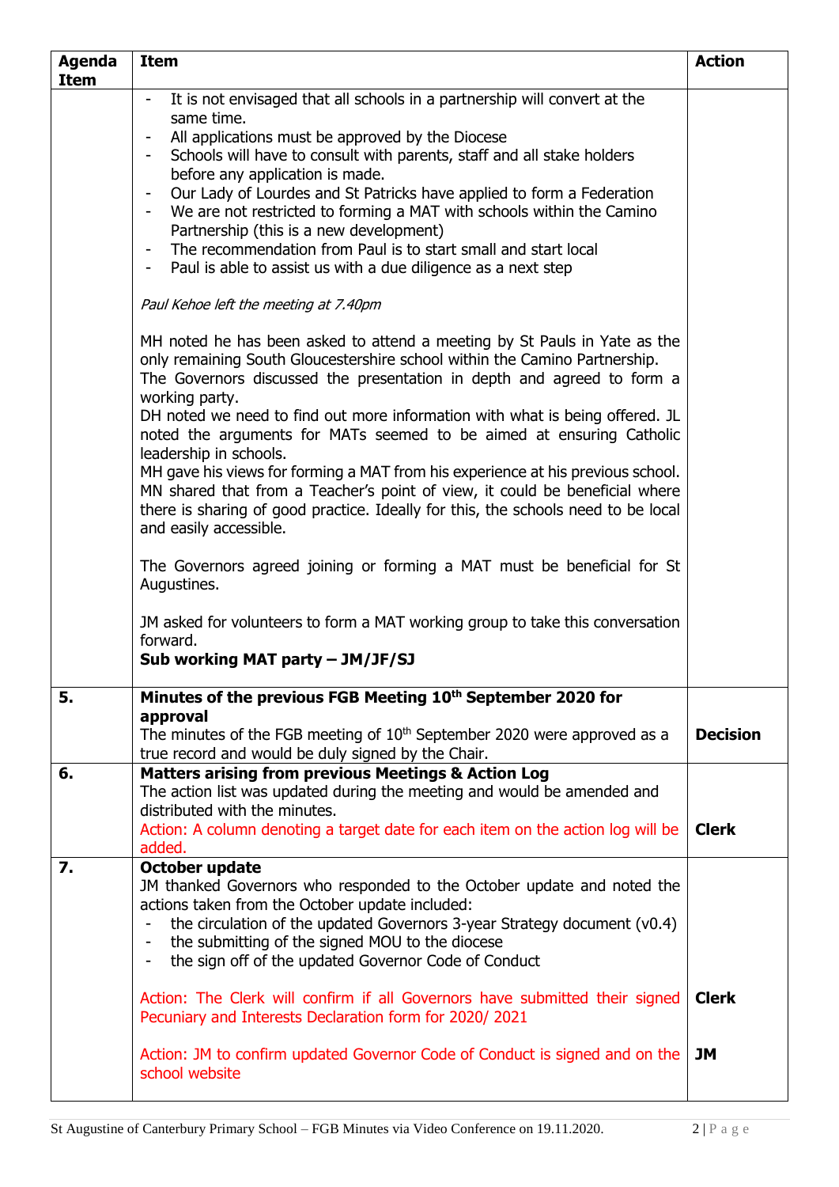| Agenda Item | Item | Action |
|---|---|---|
| | - It is not envisaged that all schools in a partnership will convert at the same time.<br>- All applications must be approved by the Diocese<br>- Schools will have to consult with parents, staff and all stake holders before any application is made.<br>- Our Lady of Lourdes and St Patricks have applied to form a Federation<br>- We are not restricted to forming a MAT with schools within the Camino Partnership (this is a new development)<br>- The recommendation from Paul is to start small and start local<br>- Paul is able to assist us with a due diligence as a next step<br><br>*Paul Kehoe left the meeting at 7.40pm*<br><br>MH noted he has been asked to attend a meeting by St Pauls in Yate as the only remaining South Gloucestershire school within the Camino Partnership. The Governors discussed the presentation in depth and agreed to form a working party.<br>DH noted we need to find out more information with what is being offered. JL noted the arguments for MATs seemed to be aimed at ensuring Catholic leadership in schools.<br>MH gave his views for forming a MAT from his experience at his previous school. MN shared that from a Teacher's point of view, it could be beneficial where there is sharing of good practice. Ideally for this, the schools need to be local and easily accessible.<br><br>The Governors agreed joining or forming a MAT must be beneficial for St Augustines.<br><br>JM asked for volunteers to form a MAT working group to take this conversation forward.<br>**Sub working MAT party – JM/JF/SJ** | |
| **5.** | **Minutes of the previous FGB Meeting 10th September 2020 for approval**<br>The minutes of the FGB meeting of 10th September 2020 were approved as a true record and would be duly signed by the Chair. | **Decision** |
| **6.** | **Matters arising from previous Meetings & Action Log**<br>The action list was updated during the meeting and would be amended and distributed with the minutes.<br>Action: A column denoting a target date for each item on the action log will be added. | **Clerk** |
| **7.** | **October update**<br>JM thanked Governors who responded to the October update and noted the actions taken from the October update included:<br>- the circulation of the updated Governors 3-year Strategy document (v0.4)<br>- the submitting of the signed MOU to the diocese<br>- the sign off of the updated Governor Code of Conduct<br><br>Action: The Clerk will confirm if all Governors have submitted their signed Pecuniary and Interests Declaration form for 2020/ 2021<br><br>Action: JM to confirm updated Governor Code of Conduct is signed and on the school website | <br><br><br><br><br><br><br>**Clerk**<br><br>**JM** |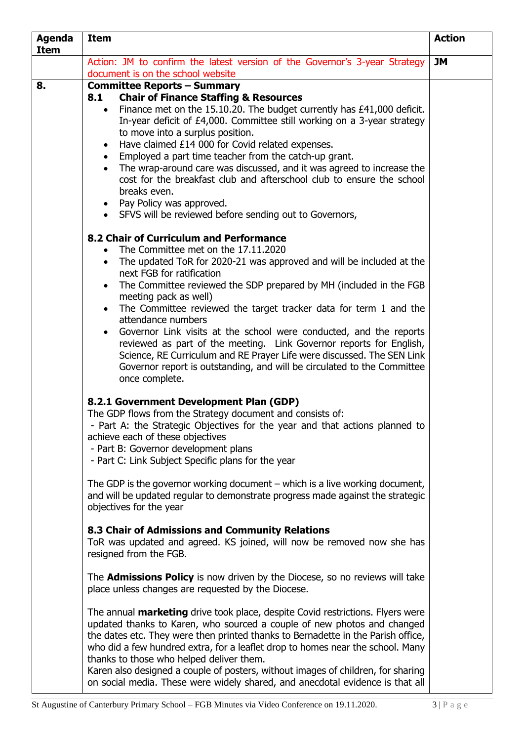| Agenda Item | Item | Action |
|---|---|---|
| | Action: JM to confirm the latest version of the Governor's 3-year Strategy document is on the school website | **JM** |
| **8.** | **Committee Reports – Summary**<br>**8.1 Chair of Finance Staffing & Resources**<br>• Finance met on the 15.10.20. The budget currently has £41,000 deficit. In-year deficit of £4,000. Committee still working on a 3-year strategy to move into a surplus position.<br>• Have claimed £14 000 for Covid related expenses.<br>• Employed a part time teacher from the catch-up grant.<br>• The wrap-around care was discussed, and it was agreed to increase the cost for the breakfast club and afterschool club to ensure the school breaks even.<br>• Pay Policy was approved.<br>• SFVS will be reviewed before sending out to Governors,<br><br>**8.2 Chair of Curriculum and Performance**<br>• The Committee met on the 17.11.2020<br>• The updated ToR for 2020-21 was approved and will be included at the next FGB for ratification<br>• The Committee reviewed the SDP prepared by MH (included in the FGB meeting pack as well)<br>• The Committee reviewed the target tracker data for term 1 and the attendance numbers<br>• Governor Link visits at the school were conducted, and the reports reviewed as part of the meeting. Link Governor reports for English, Science, RE Curriculum and RE Prayer Life were discussed. The SEN Link Governor report is outstanding, and will be circulated to the Committee once complete.<br><br>**8.2.1 Government Development Plan (GDP)**<br>The GDP flows from the Strategy document and consists of:<br>- Part A: the Strategic Objectives for the year and that actions planned to achieve each of these objectives<br>- Part B: Governor development plans<br>- Part C: Link Subject Specific plans for the year<br><br>The GDP is the governor working document – which is a live working document, and will be updated regular to demonstrate progress made against the strategic objectives for the year<br><br>**8.3 Chair of Admissions and Community Relations**<br>ToR was updated and agreed. KS joined, will now be removed now she has resigned from the FGB.<br><br>The **Admissions Policy** is now driven by the Diocese, so no reviews will take place unless changes are requested by the Diocese.<br><br>The annual **marketing** drive took place, despite Covid restrictions. Flyers were updated thanks to Karen, who sourced a couple of new photos and changed the dates etc. They were then printed thanks to Bernadette in the Parish office, who did a few hundred extra, for a leaflet drop to homes near the school. Many thanks to those who helped deliver them.<br>Karen also designed a couple of posters, without images of children, for sharing on social media. These were widely shared, and anecdotal evidence is that all | |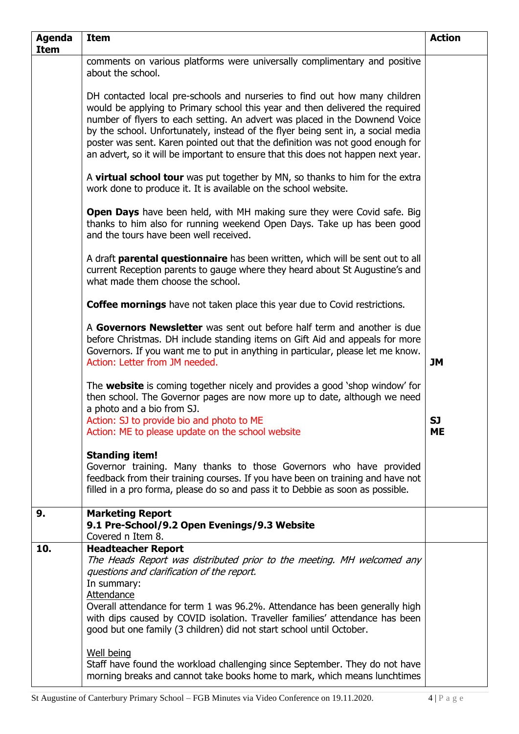| Agenda Item | Item | Action |
|---|---|---|
| | comments on various platforms were universally complimentary and positive about the school.<br><br>DH contacted local pre-schools and nurseries to find out how many children would be applying to Primary school this year and then delivered the required number of flyers to each setting. An advert was placed in the Downend Voice by the school. Unfortunately, instead of the flyer being sent in, a social media poster was sent. Karen pointed out that the definition was not good enough for an advert, so it will be important to ensure that this does not happen next year.<br><br>A **virtual school tour** was put together by MN, so thanks to him for the extra work done to produce it. It is available on the school website.<br><br>**Open Days** have been held, with MH making sure they were Covid safe. Big thanks to him also for running weekend Open Days. Take up has been good and the tours have been well received.<br><br>A draft **parental questionnaire** has been written, which will be sent out to all current Reception parents to gauge where they heard about St Augustine's and what made them choose the school.<br><br>**Coffee mornings** have not taken place this year due to Covid restrictions.<br><br>A **Governors Newsletter** was sent out before half term and another is due before Christmas. DH include standing items on Gift Aid and appeals for more Governors. If you want me to put in anything in particular, please let me know.<br>Action: Letter from JM needed.<br><br>The **website** is coming together nicely and provides a good 'shop window' for then school. The Governor pages are now more up to date, although we need a photo and a bio from SJ.<br>Action: SJ to provide bio and photo to ME<br>Action: ME to please update on the school website<br><br>**Standing item!**<br>Governor training. Many thanks to those Governors who have provided feedback from their training courses. If you have been on training and have not filled in a pro forma, please do so and pass it to Debbie as soon as possible. | <br><br><br><br><br><br><br><br><br><br><br><br><br><br><br><br><br><br><br><br><br><br><br>**JM**<br><br><br><br><br>**SJ**<br>**ME** |
| **9.** | **Marketing Report**<br>**9.1 Pre-School/9.2 Open Evenings/9.3 Website**<br>Covered n Item 8. | |
| **10.** | **Headteacher Report**<br>*The Heads Report was distributed prior to the meeting. MH welcomed any questions and clarification of the report.*<br>In summary:<br><u>Attendance</u><br>Overall attendance for term 1 was 96.2%. Attendance has been generally high with dips caused by COVID isolation. Traveller families' attendance has been good but one family (3 children) did not start school until October.<br><br><u>Well being</u><br>Staff have found the workload challenging since September. They do not have morning breaks and cannot take books home to mark, which means lunchtimes | |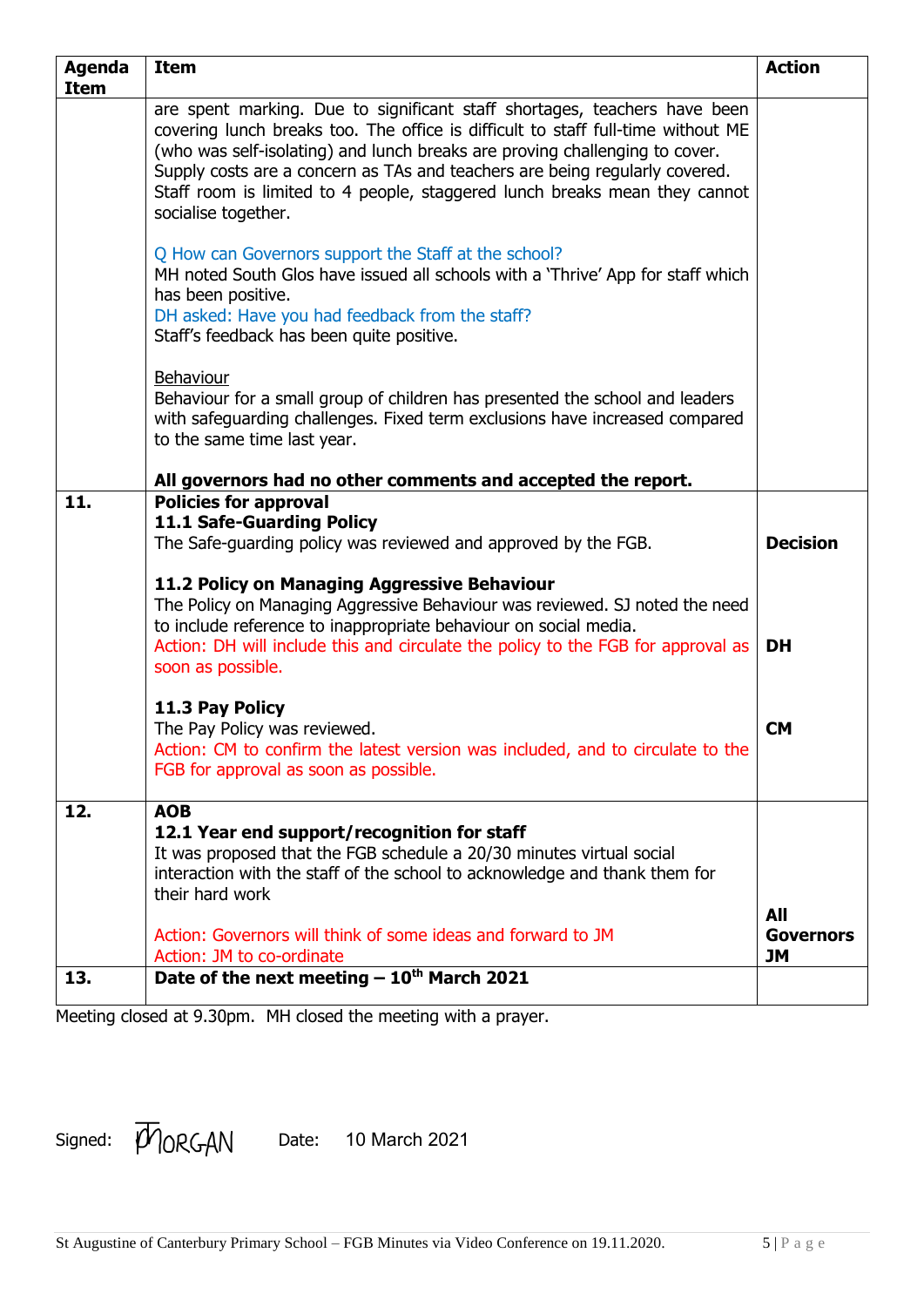| Agenda Item | Item | Action |
|---|---|---|
| | are spent marking. Due to significant staff shortages, teachers have been covering lunch breaks too. The office is difficult to staff full-time without ME (who was self-isolating) and lunch breaks are proving challenging to cover. Supply costs are a concern as TAs and teachers are being regularly covered. Staff room is limited to 4 people, staggered lunch breaks mean they cannot socialise together.<br><br>Q How can Governors support the Staff at the school?<br>MH noted South Glos have issued all schools with a 'Thrive' App for staff which has been positive.<br>DH asked: Have you had feedback from the staff?<br>Staff's feedback has been quite positive.<br><br>Behaviour<br>Behaviour for a small group of children has presented the school and leaders with safeguarding challenges. Fixed term exclusions have increased compared to the same time last year.<br><br>**All governors had no other comments and accepted the report.** | |
| **11.** | **Policies for approval**<br>**11.1 Safe-Guarding Policy**<br>The Safe-guarding policy was reviewed and approved by the FGB.<br><br>**11.2 Policy on Managing Aggressive Behaviour**<br>The Policy on Managing Aggressive Behaviour was reviewed. SJ noted the need to include reference to inappropriate behaviour on social media.<br>Action: DH will include this and circulate the policy to the FGB for approval as soon as possible.<br><br>**11.3 Pay Policy**<br>The Pay Policy was reviewed.<br>Action: CM to confirm the latest version was included, and to circulate to the FGB for approval as soon as possible. | **Decision**<br><br>**DH**<br><br>**CM** |
| **12.** | **AOB**<br>**12.1 Year end support/recognition for staff**<br>It was proposed that the FGB schedule a 20/30 minutes virtual social interaction with the staff of the school to acknowledge and thank them for their hard work<br><br>Action: Governors will think of some ideas and forward to JM<br>Action: JM to co-ordinate | **All Governors**<br>**JM** |
| **13.** | **Date of the next meeting – 10th March 2021** | |

Meeting closed at 9.30pm. MH closed the meeting with a prayer.

Signed: MORGAN Date: 10 March 2021